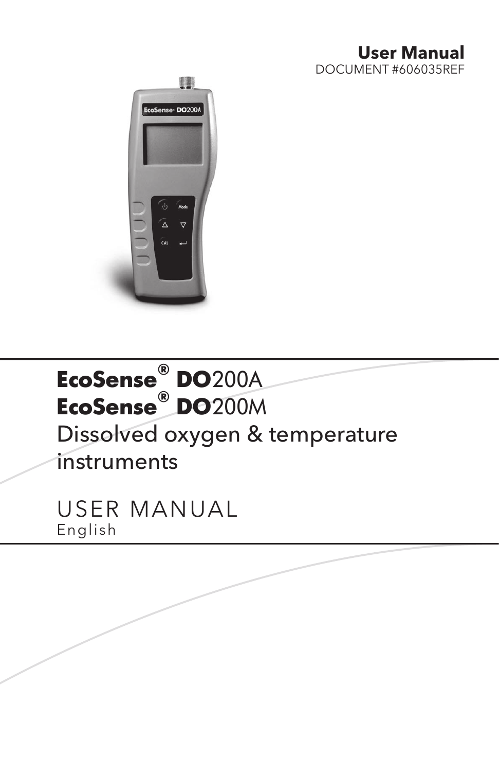**User Manual**
DOCUMENT #606035REF

# EcoSense® DO200A
# EcoSense® DO200M
# Dissolved oxygen & temperature instruments

## USER MANUAL
English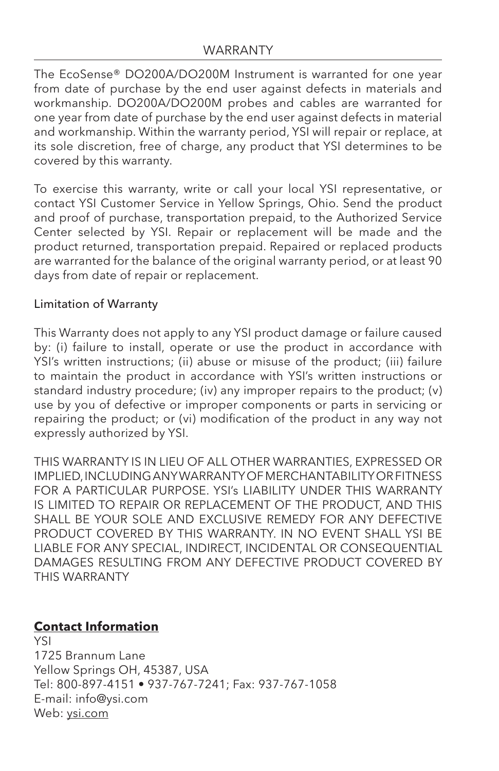# WARRANTY

The EcoSense® DO200A/DO200M Instrument is warranted for one year from date of purchase by the end user against defects in materials and workmanship. DO200A/DO200M probes and cables are warranted for one year from date of purchase by the end user against defects in material and workmanship. Within the warranty period, YSI will repair or replace, at its sole discretion, free of charge, any product that YSI determines to be covered by this warranty.

To exercise this warranty, write or call your local YSI representative, or contact YSI Customer Service in Yellow Springs, Ohio. Send the product and proof of purchase, transportation prepaid, to the Authorized Service Center selected by YSI. Repair or replacement will be made and the product returned, transportation prepaid. Repaired or replaced products are warranted for the balance of the original warranty period, or at least 90 days from date of repair or replacement.

## Limitation of Warranty

This Warranty does not apply to any YSI product damage or failure caused by: (i) failure to install, operate or use the product in accordance with YSI's written instructions; (ii) abuse or misuse of the product; (iii) failure to maintain the product in accordance with YSI's written instructions or standard industry procedure; (iv) any improper repairs to the product; (v) use by you of defective or improper components or parts in servicing or repairing the product; or (vi) modification of the product in any way not expressly authorized by YSI.

THIS WARRANTY IS IN LIEU OF ALL OTHER WARRANTIES, EXPRESSED OR IMPLIED, INCLUDING ANY WARRANTY OF MERCHANTABILITY OR FITNESS FOR A PARTICULAR PURPOSE. YSI's LIABILITY UNDER THIS WARRANTY IS LIMITED TO REPAIR OR REPLACEMENT OF THE PRODUCT, AND THIS SHALL BE YOUR SOLE AND EXCLUSIVE REMEDY FOR ANY DEFECTIVE PRODUCT COVERED BY THIS WARRANTY. IN NO EVENT SHALL YSI BE LIABLE FOR ANY SPECIAL, INDIRECT, INCIDENTAL OR CONSEQUENTIAL DAMAGES RESULTING FROM ANY DEFECTIVE PRODUCT COVERED BY THIS WARRANTY

## Contact Information

YSI
1725 Brannum Lane
Yellow Springs OH, 45387, USA
Tel: 800-897-4151 • 937-767-7241; Fax: 937-767-1058
E-mail: info@ysi.com
Web: ysi.com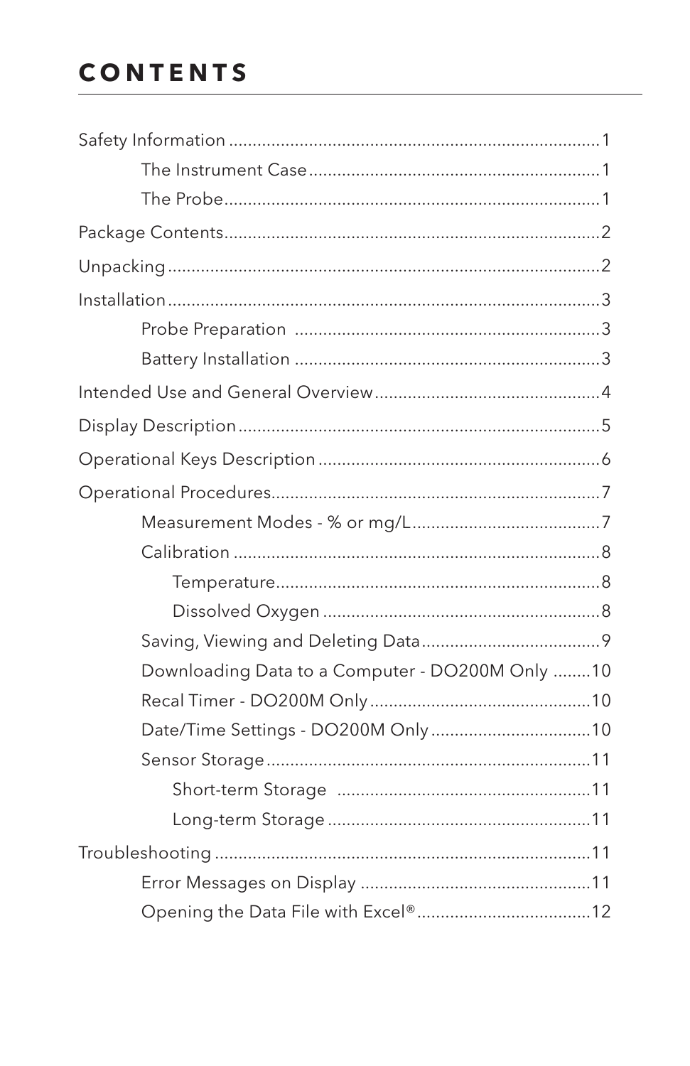# CONTENTS

Safety Information ....................................................................1

- The Instrument Case .........................................................1
- The Probe ...........................................................................1

Package Contents.......................................................................2

Unpacking...................................................................................2

Installation...................................................................................3

- Probe Preparation ..............................................................3
- Battery Installation .............................................................3

Intended Use and General Overview.........................................4

Display Description.....................................................................5

Operational Keys Description ....................................................6

Operational Procedures..............................................................7

- Measurement Modes - % or mg/L.....................................7
- Calibration ..........................................................................8
  - Temperature.................................................................8
  - Dissolved Oxygen ........................................................8
- Saving, Viewing and Deleting Data....................................9
- Downloading Data to a Computer - DO200M Only ........10
- Recal Timer - DO200M Only .............................................10
- Date/Time Settings - DO200M Only.................................10
- Sensor Storage..................................................................11
  - Short-term Storage ....................................................11
  - Long-term Storage .....................................................11

Troubleshooting .......................................................................11

- Error Messages on Display ...............................................11
- Opening the Data File with Excel®....................................12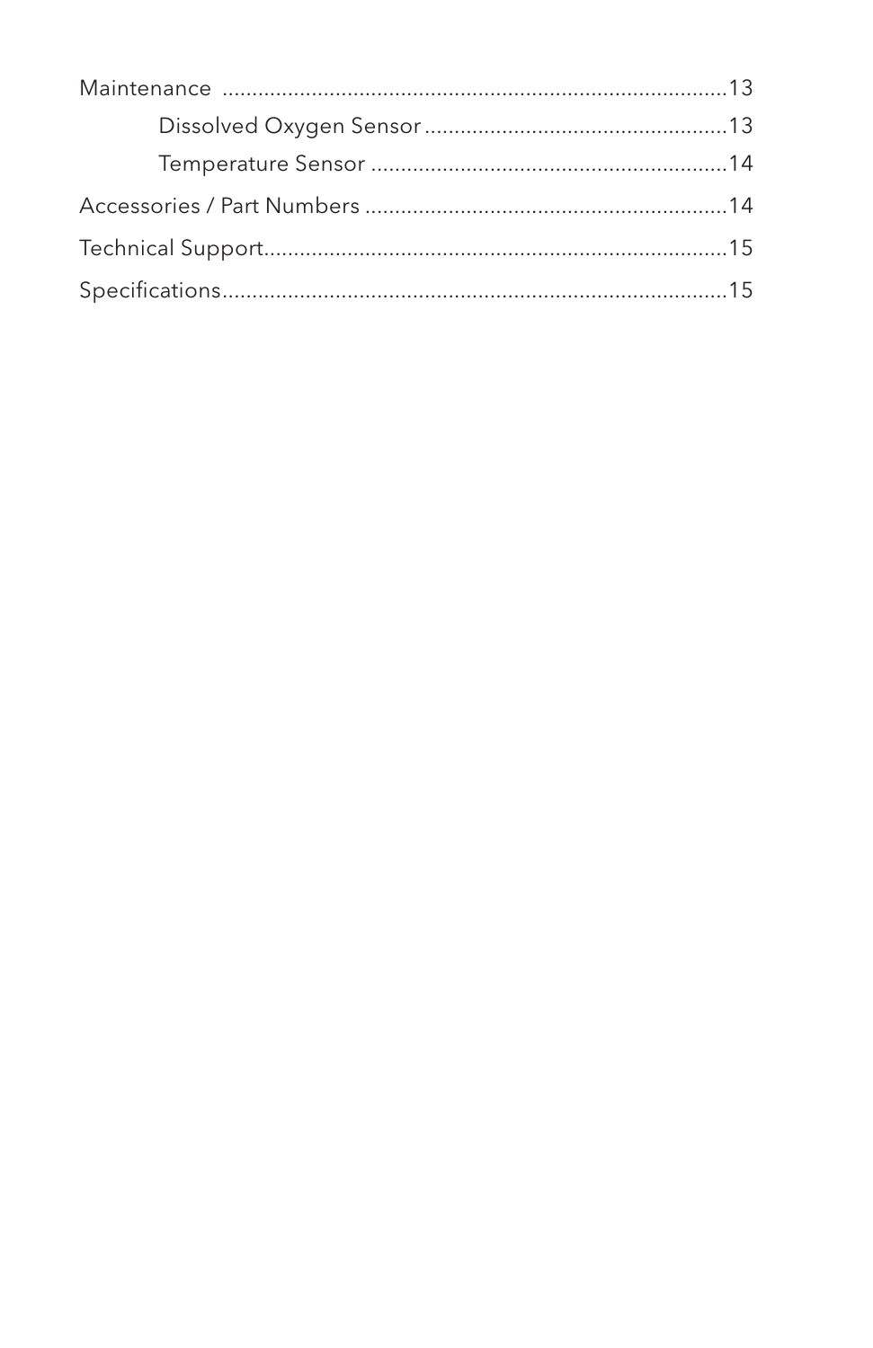Maintenance ....................................................................................13

Dissolved Oxygen Sensor ....................................................13

Temperature Sensor ............................................................14

Accessories / Part Numbers .............................................................14

Technical Support...............................................................................15

Specifications.......................................................................................15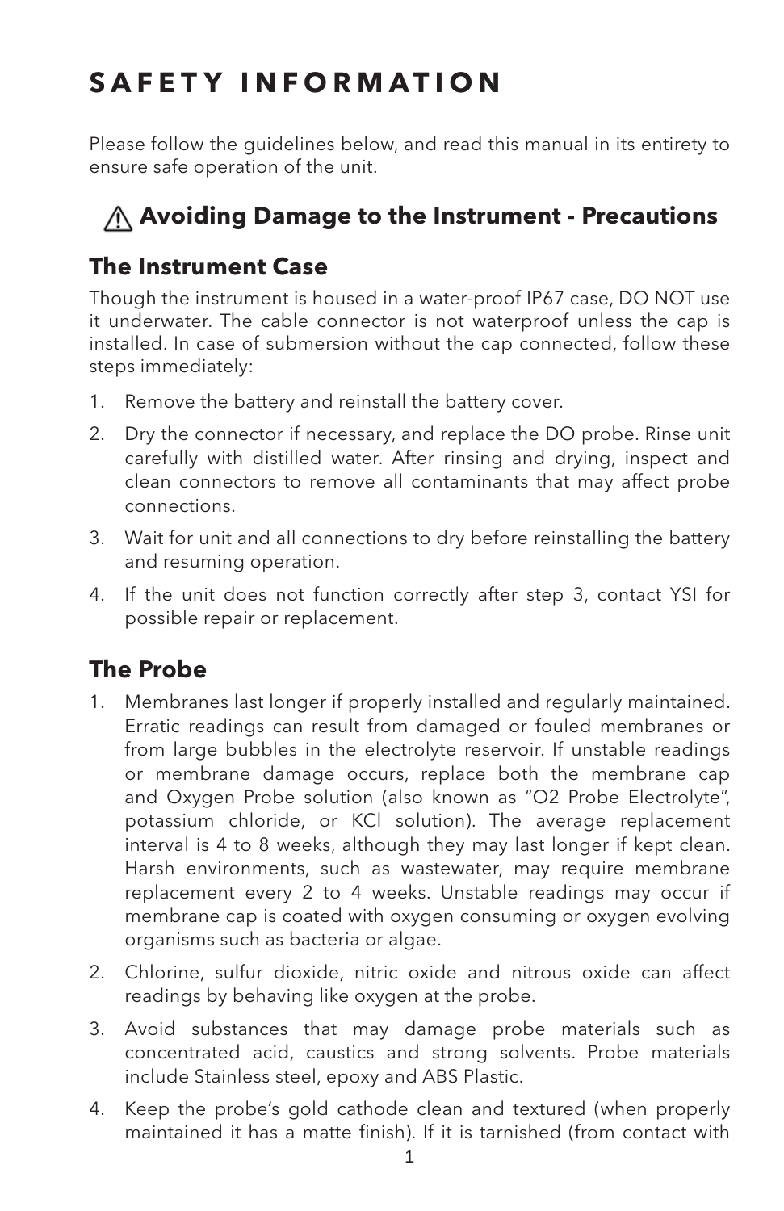# SAFETY INFORMATION

Please follow the guidelines below, and read this manual in its entirety to ensure safe operation of the unit.

## ⚠ Avoiding Damage to the Instrument - Precautions

### The Instrument Case

Though the instrument is housed in a water-proof IP67 case, DO NOT use it underwater. The cable connector is not waterproof unless the cap is installed. In case of submersion without the cap connected, follow these steps immediately:

1. Remove the battery and reinstall the battery cover.
2. Dry the connector if necessary, and replace the DO probe. Rinse unit carefully with distilled water. After rinsing and drying, inspect and clean connectors to remove all contaminants that may affect probe connections.
3. Wait for unit and all connections to dry before reinstalling the battery and resuming operation.
4. If the unit does not function correctly after step 3, contact YSI for possible repair or replacement.

### The Probe

1. Membranes last longer if properly installed and regularly maintained. Erratic readings can result from damaged or fouled membranes or from large bubbles in the electrolyte reservoir. If unstable readings or membrane damage occurs, replace both the membrane cap and Oxygen Probe solution (also known as "O2 Probe Electrolyte", potassium chloride, or KCl solution). The average replacement interval is 4 to 8 weeks, although they may last longer if kept clean. Harsh environments, such as wastewater, may require membrane replacement every 2 to 4 weeks. Unstable readings may occur if membrane cap is coated with oxygen consuming or oxygen evolving organisms such as bacteria or algae.
2. Chlorine, sulfur dioxide, nitric oxide and nitrous oxide can affect readings by behaving like oxygen at the probe.
3. Avoid substances that may damage probe materials such as concentrated acid, caustics and strong solvents. Probe materials include Stainless steel, epoxy and ABS Plastic.
4. Keep the probe's gold cathode clean and textured (when properly maintained it has a matte finish). If it is tarnished (from contact with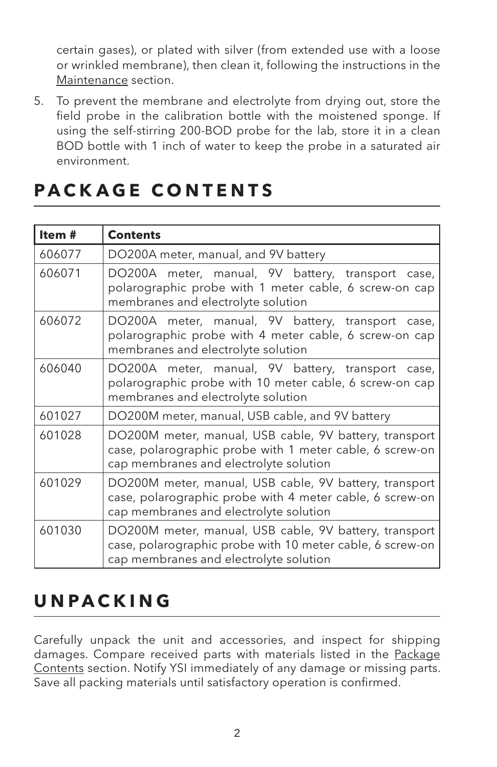certain gases), or plated with silver (from extended use with a loose or wrinkled membrane), then clean it, following the instructions in the Maintenance section.

5. To prevent the membrane and electrolyte from drying out, store the field probe in the calibration bottle with the moistened sponge. If using the self-stirring 200-BOD probe for the lab, store it in a clean BOD bottle with 1 inch of water to keep the probe in a saturated air environment.

# PACKAGE CONTENTS

| Item # | Contents |
|---|---|
| 606077 | DO200A meter, manual, and 9V battery |
| 606071 | DO200A meter, manual, 9V battery, transport case, polarographic probe with 1 meter cable, 6 screw-on cap membranes and electrolyte solution |
| 606072 | DO200A meter, manual, 9V battery, transport case, polarographic probe with 4 meter cable, 6 screw-on cap membranes and electrolyte solution |
| 606040 | DO200A meter, manual, 9V battery, transport case, polarographic probe with 10 meter cable, 6 screw-on cap membranes and electrolyte solution |
| 601027 | DO200M meter, manual, USB cable, and 9V battery |
| 601028 | DO200M meter, manual, USB cable, 9V battery, transport case, polarographic probe with 1 meter cable, 6 screw-on cap membranes and electrolyte solution |
| 601029 | DO200M meter, manual, USB cable, 9V battery, transport case, polarographic probe with 4 meter cable, 6 screw-on cap membranes and electrolyte solution |
| 601030 | DO200M meter, manual, USB cable, 9V battery, transport case, polarographic probe with 10 meter cable, 6 screw-on cap membranes and electrolyte solution |

# UNPACKING

Carefully unpack the unit and accessories, and inspect for shipping damages. Compare received parts with materials listed in the Package Contents section. Notify YSI immediately of any damage or missing parts. Save all packing materials until satisfactory operation is confirmed.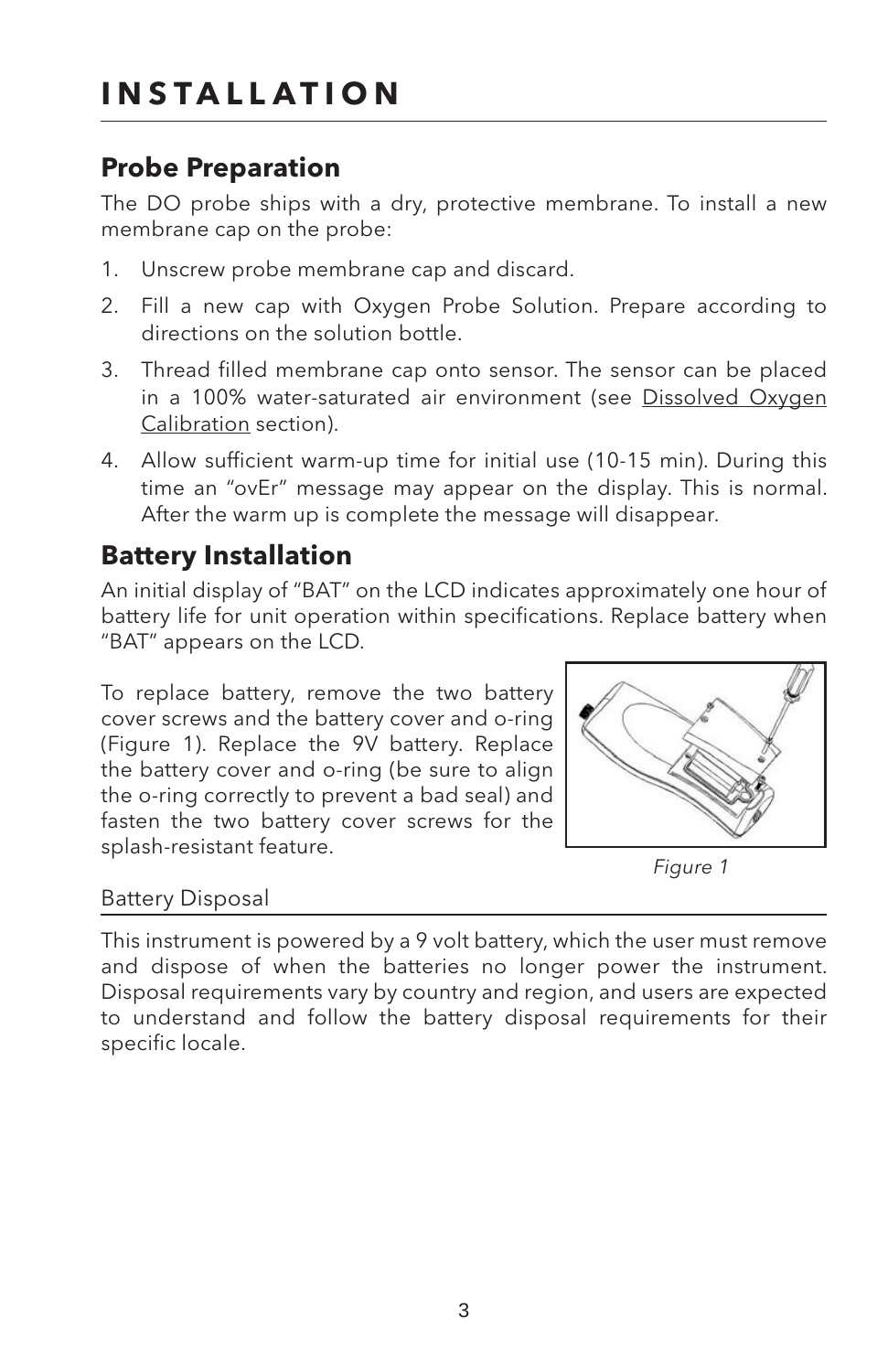# INSTALLATION

## Probe Preparation

The DO probe ships with a dry, protective membrane. To install a new membrane cap on the probe:

1. Unscrew probe membrane cap and discard.
2. Fill a new cap with Oxygen Probe Solution. Prepare according to directions on the solution bottle.
3. Thread filled membrane cap onto sensor. The sensor can be placed in a 100% water-saturated air environment (see Dissolved Oxygen Calibration section).
4. Allow sufficient warm-up time for initial use (10-15 min). During this time an "ovEr" message may appear on the display. This is normal. After the warm up is complete the message will disappear.

## Battery Installation

An initial display of "BAT" on the LCD indicates approximately one hour of battery life for unit operation within specifications. Replace battery when "BAT" appears on the LCD.

To replace battery, remove the two battery cover screws and the battery cover and o-ring (Figure 1). Replace the 9V battery. Replace the battery cover and o-ring (be sure to align the o-ring correctly to prevent a bad seal) and fasten the two battery cover screws for the splash-resistant feature.

*Figure 1*

### Battery Disposal

This instrument is powered by a 9 volt battery, which the user must remove and dispose of when the batteries no longer power the instrument. Disposal requirements vary by country and region, and users are expected to understand and follow the battery disposal requirements for their specific locale.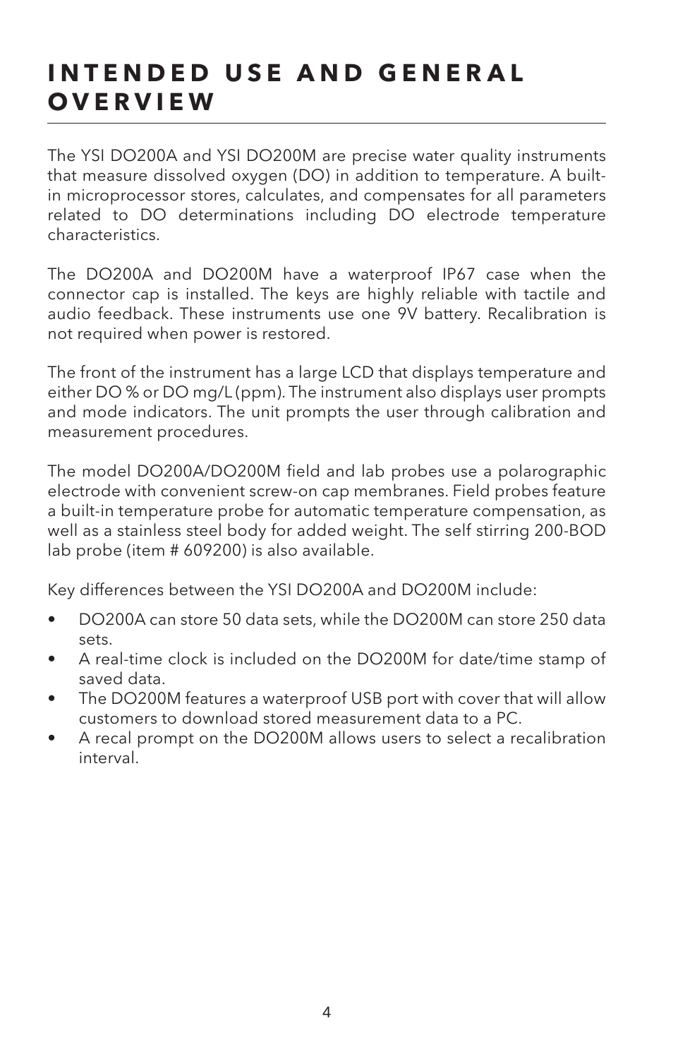# INTENDED USE AND GENERAL OVERVIEW

The YSI DO200A and YSI DO200M are precise water quality instruments that measure dissolved oxygen (DO) in addition to temperature. A built-in microprocessor stores, calculates, and compensates for all parameters related to DO determinations including DO electrode temperature characteristics.

The DO200A and DO200M have a waterproof IP67 case when the connector cap is installed. The keys are highly reliable with tactile and audio feedback. These instruments use one 9V battery. Recalibration is not required when power is restored.

The front of the instrument has a large LCD that displays temperature and either DO % or DO mg/L (ppm). The instrument also displays user prompts and mode indicators. The unit prompts the user through calibration and measurement procedures.

The model DO200A/DO200M field and lab probes use a polarographic electrode with convenient screw-on cap membranes. Field probes feature a built-in temperature probe for automatic temperature compensation, as well as a stainless steel body for added weight. The self stirring 200-BOD lab probe (item # 609200) is also available.

Key differences between the YSI DO200A and DO200M include:

- DO200A can store 50 data sets, while the DO200M can store 250 data sets.
- A real-time clock is included on the DO200M for date/time stamp of saved data.
- The DO200M features a waterproof USB port with cover that will allow customers to download stored measurement data to a PC.
- A recal prompt on the DO200M allows users to select a recalibration interval.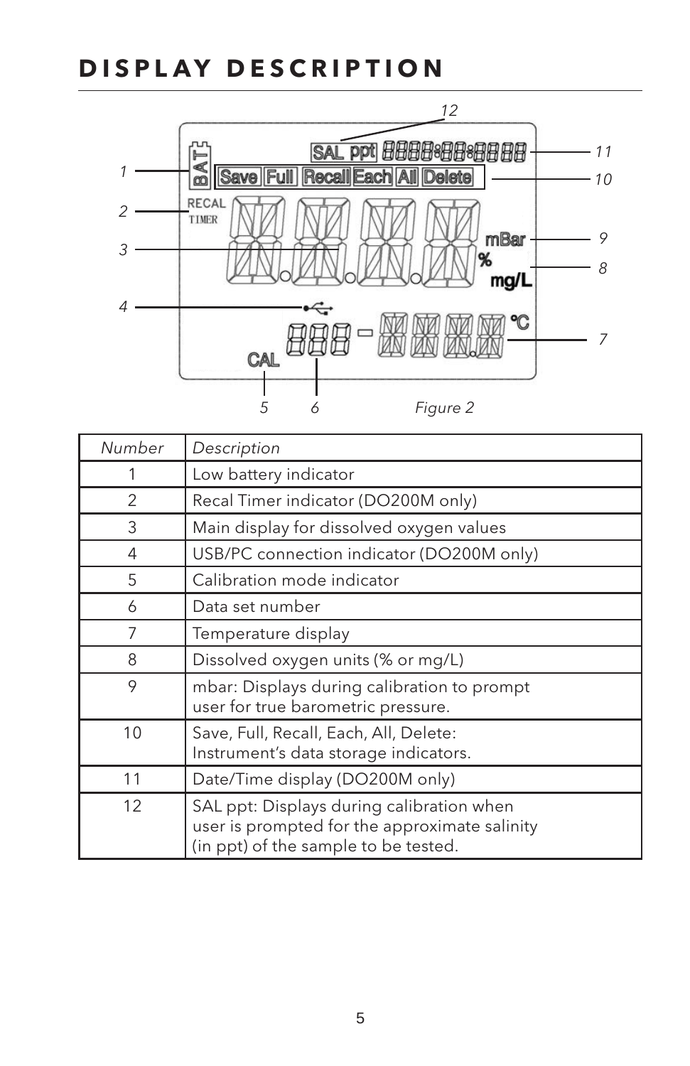# DISPLAY DESCRIPTION

*Figure 2*

| *Number* | *Description* |
|---|---|
| 1 | Low battery indicator |
| 2 | Recal Timer indicator (DO200M only) |
| 3 | Main display for dissolved oxygen values |
| 4 | USB/PC connection indicator (DO200M only) |
| 5 | Calibration mode indicator |
| 6 | Data set number |
| 7 | Temperature display |
| 8 | Dissolved oxygen units (% or mg/L) |
| 9 | mbar: Displays during calibration to prompt user for true barometric pressure. |
| 10 | Save, Full, Recall, Each, All, Delete: Instrument's data storage indicators. |
| 11 | Date/Time display (DO200M only) |
| 12 | SAL ppt: Displays during calibration when user is prompted for the approximate salinity (in ppt) of the sample to be tested. |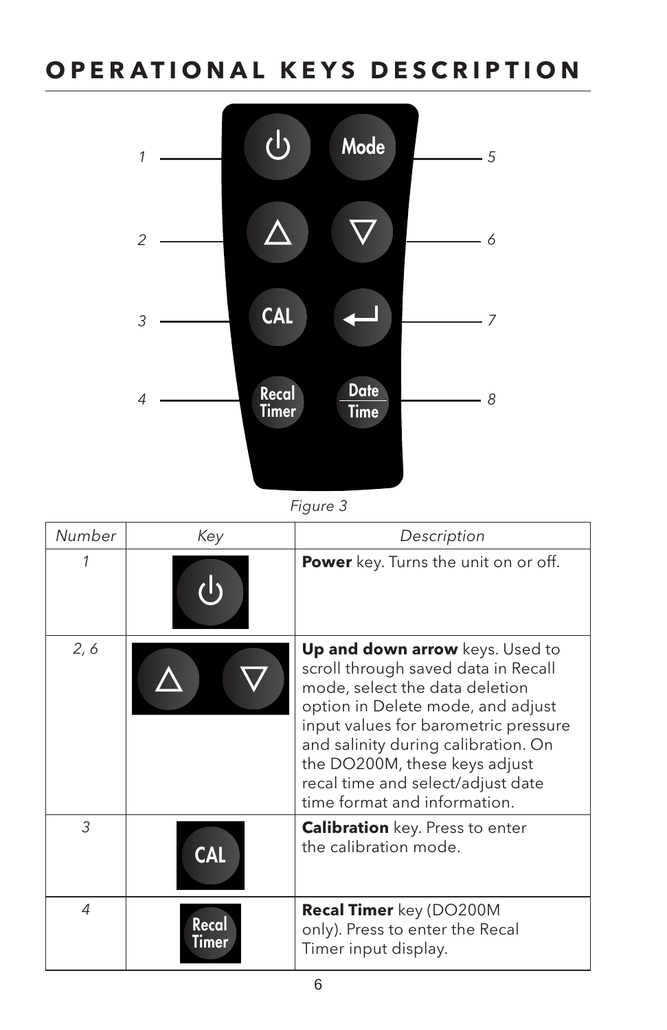# OPERATIONAL KEYS DESCRIPTION

*Figure 3*

| *Number* | *Key* | *Description* |
|---|---|---|
| *1* | ⏻ | **Power** key. Turns the unit on or off. |
| *2, 6* | △ ▽ | **Up and down arrow** keys. Used to scroll through saved data in Recall mode, select the data deletion option in Delete mode, and adjust input values for barometric pressure and salinity during calibration. On the DO200M, these keys adjust recal time and select/adjust date time format and information. |
| *3* | CAL | **Calibration** key. Press to enter the calibration mode. |
| *4* | Recal Timer | **Recal Timer** key (DO200M only). Press to enter the Recal Timer input display. |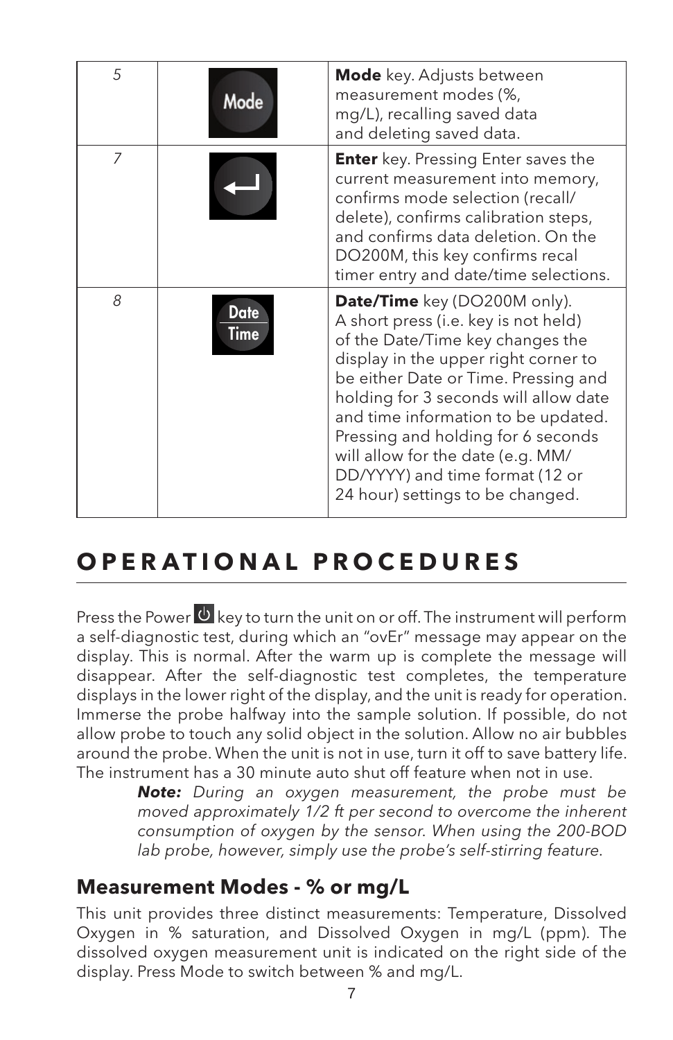| | | |
|---|---|---|
| 5 | Mode | **Mode** key. Adjusts between measurement modes (%, mg/L), recalling saved data and deleting saved data. |
| 7 | ↵ | **Enter** key. Pressing Enter saves the current measurement into memory, confirms mode selection (recall/ delete), confirms calibration steps, and confirms data deletion. On the DO200M, this key confirms recal timer entry and date/time selections. |
| 8 | Date Time | **Date/Time** key (DO200M only). A short press (i.e. key is not held) of the Date/Time key changes the display in the upper right corner to be either Date or Time. Pressing and holding for 3 seconds will allow date and time information to be updated. Pressing and holding for 6 seconds will allow for the date (e.g. MM/ DD/YYYY) and time format (12 or 24 hour) settings to be changed. |

# OPERATIONAL PROCEDURES

Press the Power ⏻ key to turn the unit on or off. The instrument will perform a self-diagnostic test, during which an "ovEr" message may appear on the display. This is normal. After the warm up is complete the message will disappear. After the self-diagnostic test completes, the temperature displays in the lower right of the display, and the unit is ready for operation. Immerse the probe halfway into the sample solution. If possible, do not allow probe to touch any solid object in the solution. Allow no air bubbles around the probe. When the unit is not in use, turn it off to save battery life. The instrument has a 30 minute auto shut off feature when not in use.

> ***Note:*** *During an oxygen measurement, the probe must be moved approximately 1/2 ft per second to overcome the inherent consumption of oxygen by the sensor. When using the 200-BOD lab probe, however, simply use the probe's self-stirring feature.*

## Measurement Modes - % or mg/L

This unit provides three distinct measurements: Temperature, Dissolved Oxygen in % saturation, and Dissolved Oxygen in mg/L (ppm). The dissolved oxygen measurement unit is indicated on the right side of the display. Press Mode to switch between % and mg/L.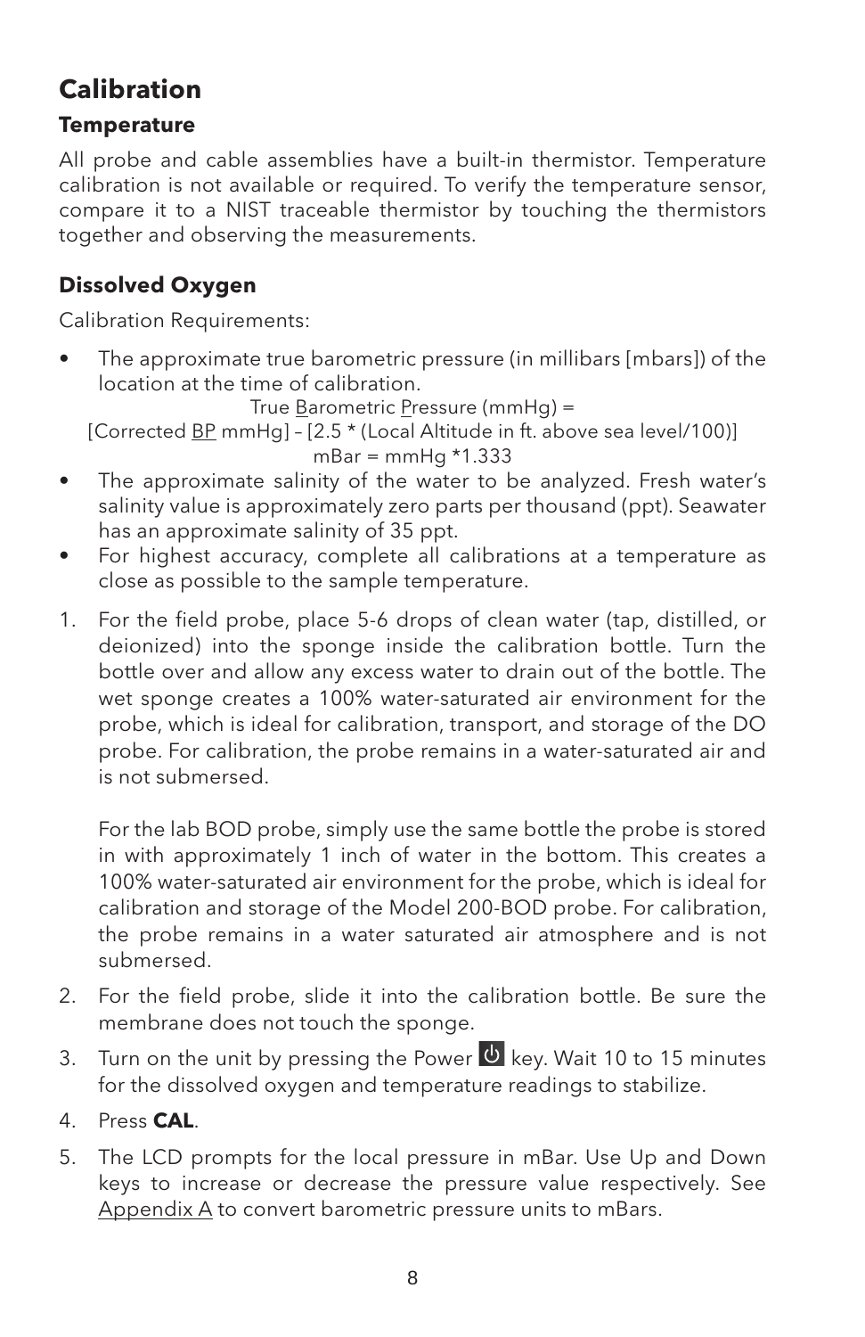# Calibration

## Temperature

All probe and cable assemblies have a built-in thermistor. Temperature calibration is not available or required. To verify the temperature sensor, compare it to a NIST traceable thermistor by touching the thermistors together and observing the measurements.

## Dissolved Oxygen

Calibration Requirements:

- The approximate true barometric pressure (in millibars [mbars]) of the location at the time of calibration.

  True Barometric Pressure (mmHg) =
  [Corrected BP mmHg] – [2.5 * (Local Altitude in ft. above sea level/100)]
  mBar = mmHg *1.333

- The approximate salinity of the water to be analyzed. Fresh water's salinity value is approximately zero parts per thousand (ppt). Seawater has an approximate salinity of 35 ppt.
- For highest accuracy, complete all calibrations at a temperature as close as possible to the sample temperature.

1. For the field probe, place 5-6 drops of clean water (tap, distilled, or deionized) into the sponge inside the calibration bottle. Turn the bottle over and allow any excess water to drain out of the bottle. The wet sponge creates a 100% water-saturated air environment for the probe, which is ideal for calibration, transport, and storage of the DO probe. For calibration, the probe remains in a water-saturated air and is not submersed.

   For the lab BOD probe, simply use the same bottle the probe is stored in with approximately 1 inch of water in the bottom. This creates a 100% water-saturated air environment for the probe, which is ideal for calibration and storage of the Model 200-BOD probe. For calibration, the probe remains in a water saturated air atmosphere and is not submersed.

2. For the field probe, slide it into the calibration bottle. Be sure the membrane does not touch the sponge.
3. Turn on the unit by pressing the Power ⏻ key. Wait 10 to 15 minutes for the dissolved oxygen and temperature readings to stabilize.
4. Press **CAL**.
5. The LCD prompts for the local pressure in mBar. Use Up and Down keys to increase or decrease the pressure value respectively. See Appendix A to convert barometric pressure units to mBars.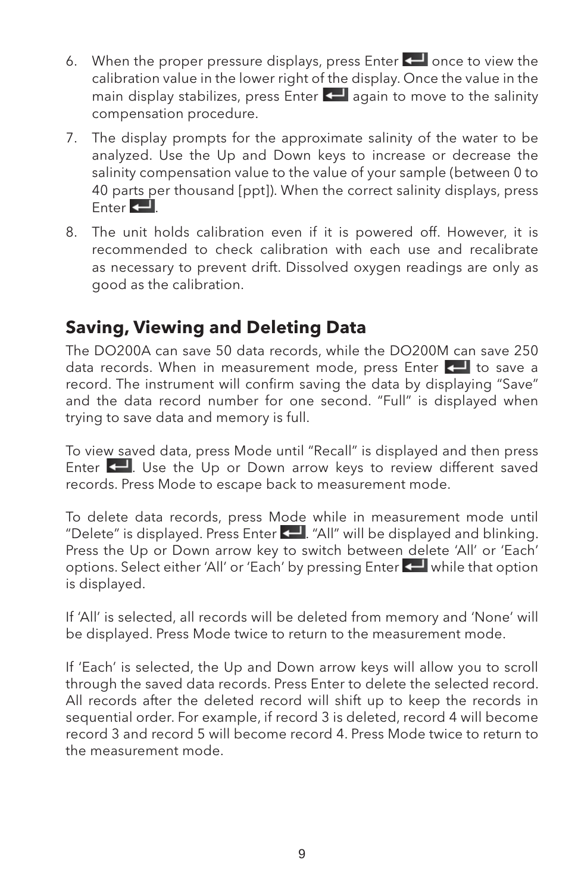6. When the proper pressure displays, press Enter ↵ once to view the calibration value in the lower right of the display. Once the value in the main display stabilizes, press Enter ↵ again to move to the salinity compensation procedure.
7. The display prompts for the approximate salinity of the water to be analyzed. Use the Up and Down keys to increase or decrease the salinity compensation value to the value of your sample (between 0 to 40 parts per thousand [ppt]). When the correct salinity displays, press Enter ↵.
8. The unit holds calibration even if it is powered off. However, it is recommended to check calibration with each use and recalibrate as necessary to prevent drift. Dissolved oxygen readings are only as good as the calibration.

## Saving, Viewing and Deleting Data

The DO200A can save 50 data records, while the DO200M can save 250 data records. When in measurement mode, press Enter ↵ to save a record. The instrument will confirm saving the data by displaying "Save" and the data record number for one second. "Full" is displayed when trying to save data and memory is full.

To view saved data, press Mode until "Recall" is displayed and then press Enter ↵. Use the Up or Down arrow keys to review different saved records. Press Mode to escape back to measurement mode.

To delete data records, press Mode while in measurement mode until "Delete" is displayed. Press Enter ↵. "All" will be displayed and blinking. Press the Up or Down arrow key to switch between delete 'All' or 'Each' options. Select either 'All' or 'Each' by pressing Enter ↵ while that option is displayed.

If 'All' is selected, all records will be deleted from memory and 'None' will be displayed. Press Mode twice to return to the measurement mode.

If 'Each' is selected, the Up and Down arrow keys will allow you to scroll through the saved data records. Press Enter to delete the selected record. All records after the deleted record will shift up to keep the records in sequential order. For example, if record 3 is deleted, record 4 will become record 3 and record 5 will become record 4. Press Mode twice to return to the measurement mode.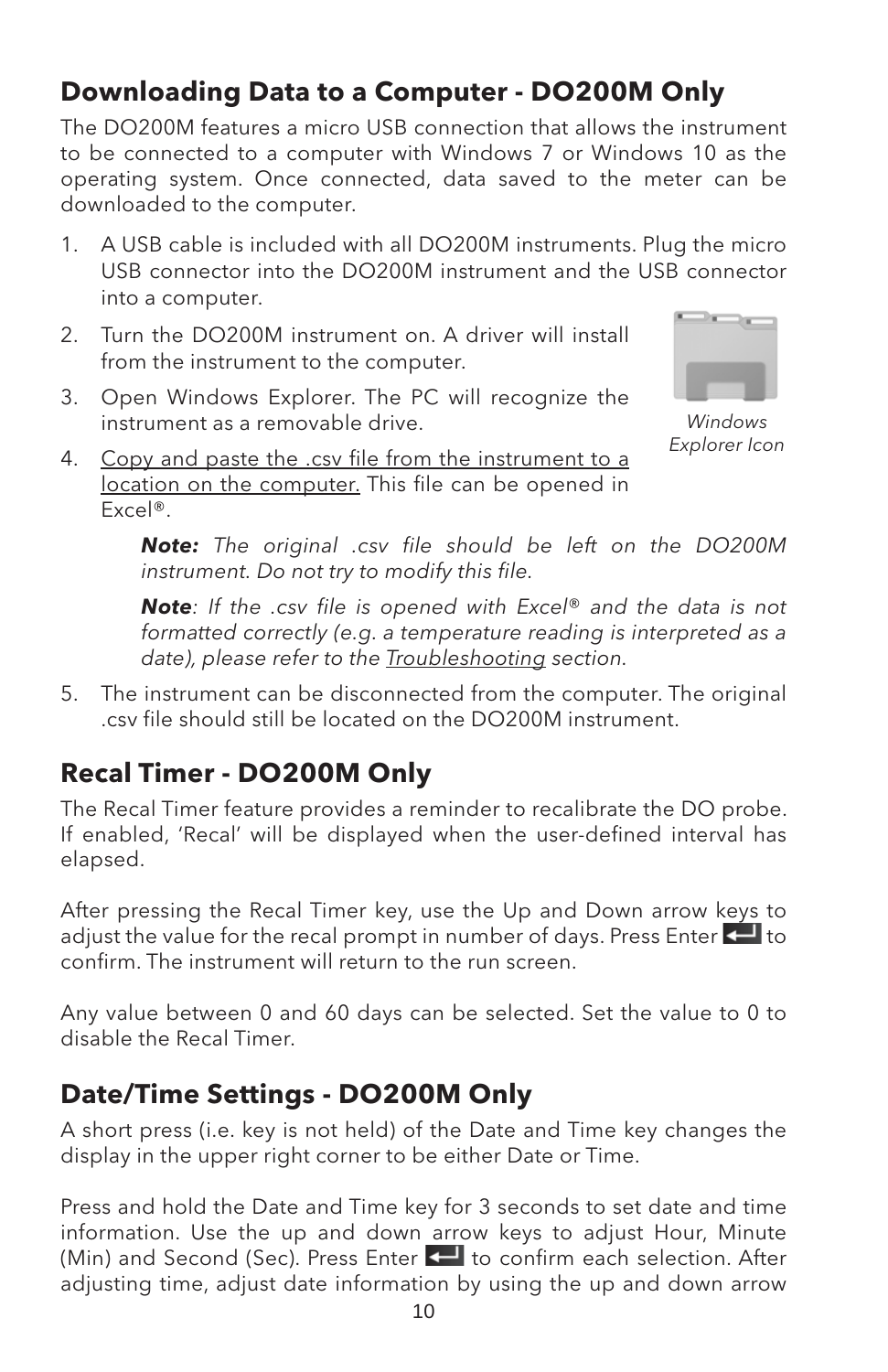## Downloading Data to a Computer - DO200M Only

The DO200M features a micro USB connection that allows the instrument to be connected to a computer with Windows 7 or Windows 10 as the operating system. Once connected, data saved to the meter can be downloaded to the computer.

1. A USB cable is included with all DO200M instruments. Plug the micro USB connector into the DO200M instrument and the USB connector into a computer.
2. Turn the DO200M instrument on. A driver will install from the instrument to the computer.
3. Open Windows Explorer. The PC will recognize the instrument as a removable drive.
4. Copy and paste the .csv file from the instrument to a location on the computer. This file can be opened in Excel®.

   ***Note:*** *The original .csv file should be left on the DO200M instrument. Do not try to modify this file.*

   ***Note****: If the .csv file is opened with Excel® and the data is not formatted correctly (e.g. a temperature reading is interpreted as a date), please refer to the Troubleshooting section.*

5. The instrument can be disconnected from the computer. The original .csv file should still be located on the DO200M instrument.

*Windows Explorer Icon*

## Recal Timer - DO200M Only

The Recal Timer feature provides a reminder to recalibrate the DO probe. If enabled, 'Recal' will be displayed when the user-defined interval has elapsed.

After pressing the Recal Timer key, use the Up and Down arrow keys to adjust the value for the recal prompt in number of days. Press Enter to confirm. The instrument will return to the run screen.

Any value between 0 and 60 days can be selected. Set the value to 0 to disable the Recal Timer.

## Date/Time Settings - DO200M Only

A short press (i.e. key is not held) of the Date and Time key changes the display in the upper right corner to be either Date or Time.

Press and hold the Date and Time key for 3 seconds to set date and time information. Use the up and down arrow keys to adjust Hour, Minute (Min) and Second (Sec). Press Enter to confirm each selection. After adjusting time, adjust date information by using the up and down arrow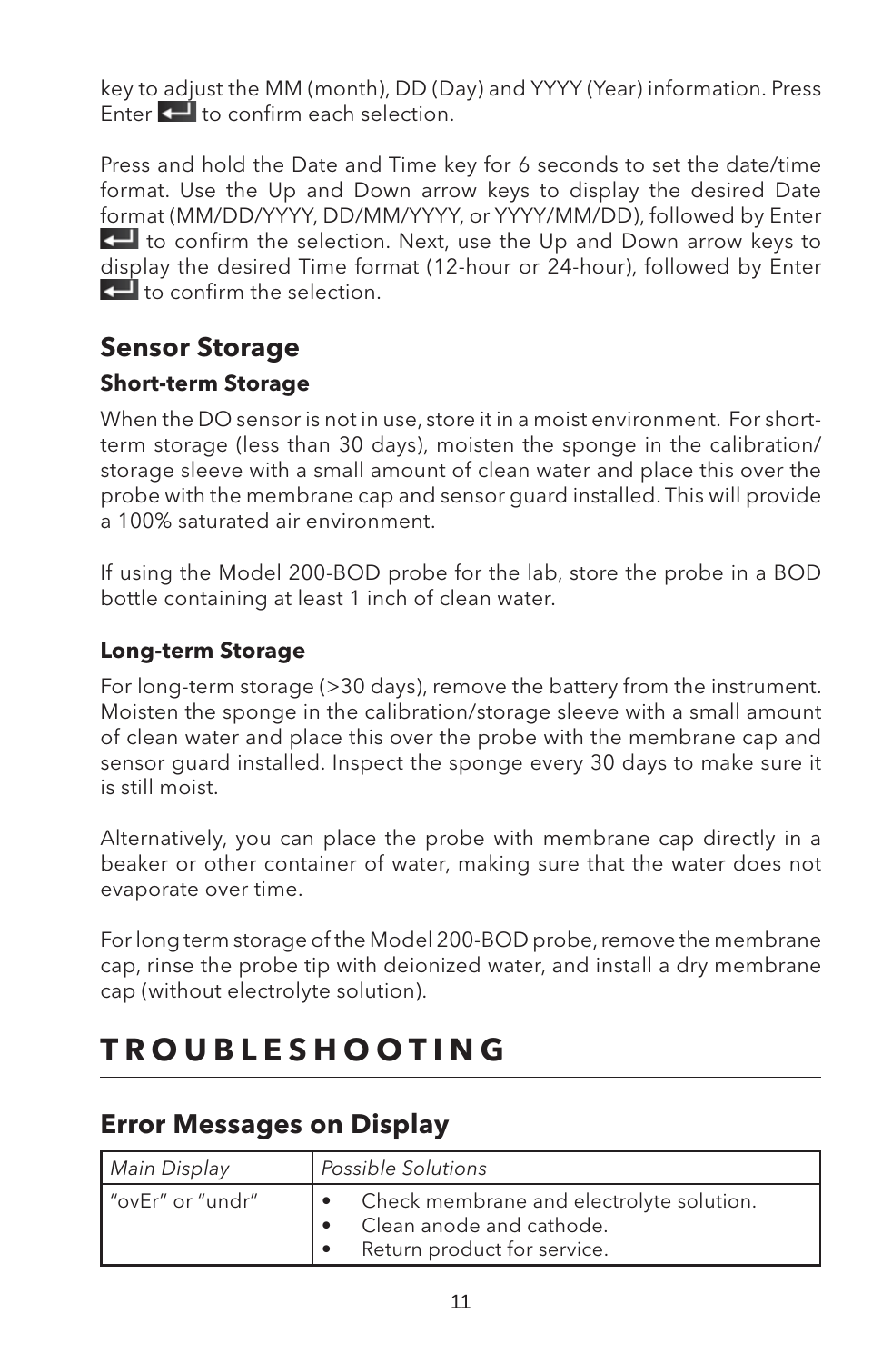key to adjust the MM (month), DD (Day) and YYYY (Year) information. Press Enter ↵ to confirm each selection.

Press and hold the Date and Time key for 6 seconds to set the date/time format. Use the Up and Down arrow keys to display the desired Date format (MM/DD/YYYY, DD/MM/YYYY, or YYYY/MM/DD), followed by Enter ↵ to confirm the selection. Next, use the Up and Down arrow keys to display the desired Time format (12-hour or 24-hour), followed by Enter ↵ to confirm the selection.

## Sensor Storage

### Short-term Storage

When the DO sensor is not in use, store it in a moist environment. For short-term storage (less than 30 days), moisten the sponge in the calibration/storage sleeve with a small amount of clean water and place this over the probe with the membrane cap and sensor guard installed. This will provide a 100% saturated air environment.

If using the Model 200-BOD probe for the lab, store the probe in a BOD bottle containing at least 1 inch of clean water.

### Long-term Storage

For long-term storage (>30 days), remove the battery from the instrument. Moisten the sponge in the calibration/storage sleeve with a small amount of clean water and place this over the probe with the membrane cap and sensor guard installed. Inspect the sponge every 30 days to make sure it is still moist.

Alternatively, you can place the probe with membrane cap directly in a beaker or other container of water, making sure that the water does not evaporate over time.

For long term storage of the Model 200-BOD probe, remove the membrane cap, rinse the probe tip with deionized water, and install a dry membrane cap (without electrolyte solution).

# TROUBLESHOOTING

## Error Messages on Display

| *Main Display* | *Possible Solutions* |
|---|---|
| "ovEr" or "undr" | • Check membrane and electrolyte solution.<br>• Clean anode and cathode.<br>• Return product for service. |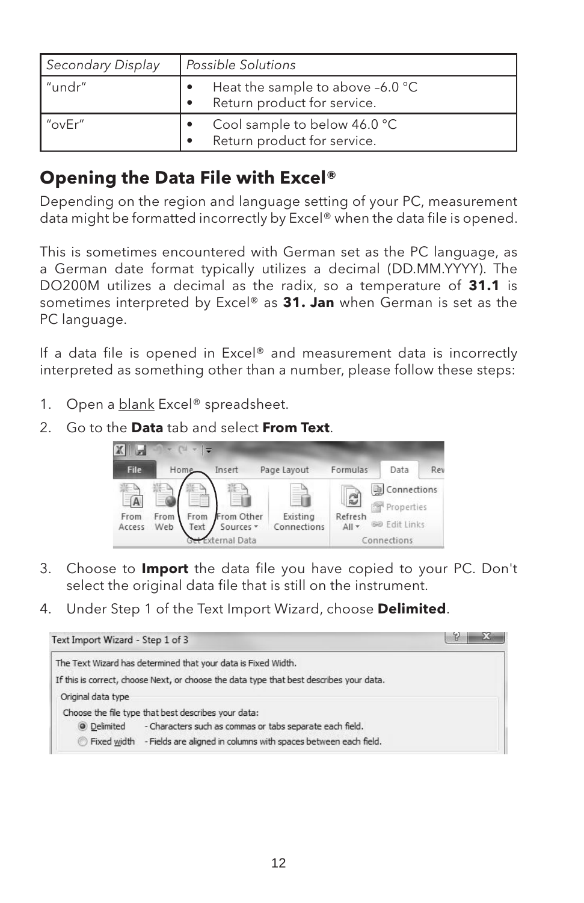| Secondary Display | Possible Solutions |
|---|---|
| "undr" | • Heat the sample to above –6.0 °C<br>• Return product for service. |
| "ovEr" | • Cool sample to below 46.0 °C<br>• Return product for service. |

## Opening the Data File with Excel®

Depending on the region and language setting of your PC, measurement data might be formatted incorrectly by Excel® when the data file is opened.

This is sometimes encountered with German set as the PC language, as a German date format typically utilizes a decimal (DD.MM.YYYY). The DO200M utilizes a decimal as the radix, so a temperature of **31.1** is sometimes interpreted by Excel® as **31. Jan** when German is set as the PC language.

If a data file is opened in Excel® and measurement data is incorrectly interpreted as something other than a number, please follow these steps:

1. Open a blank Excel® spreadsheet.
2. Go to the **Data** tab and select **From Text**.
3. Choose to **Import** the data file you have copied to your PC. Don't select the original data file that is still on the instrument.
4. Under Step 1 of the Text Import Wizard, choose **Delimited**.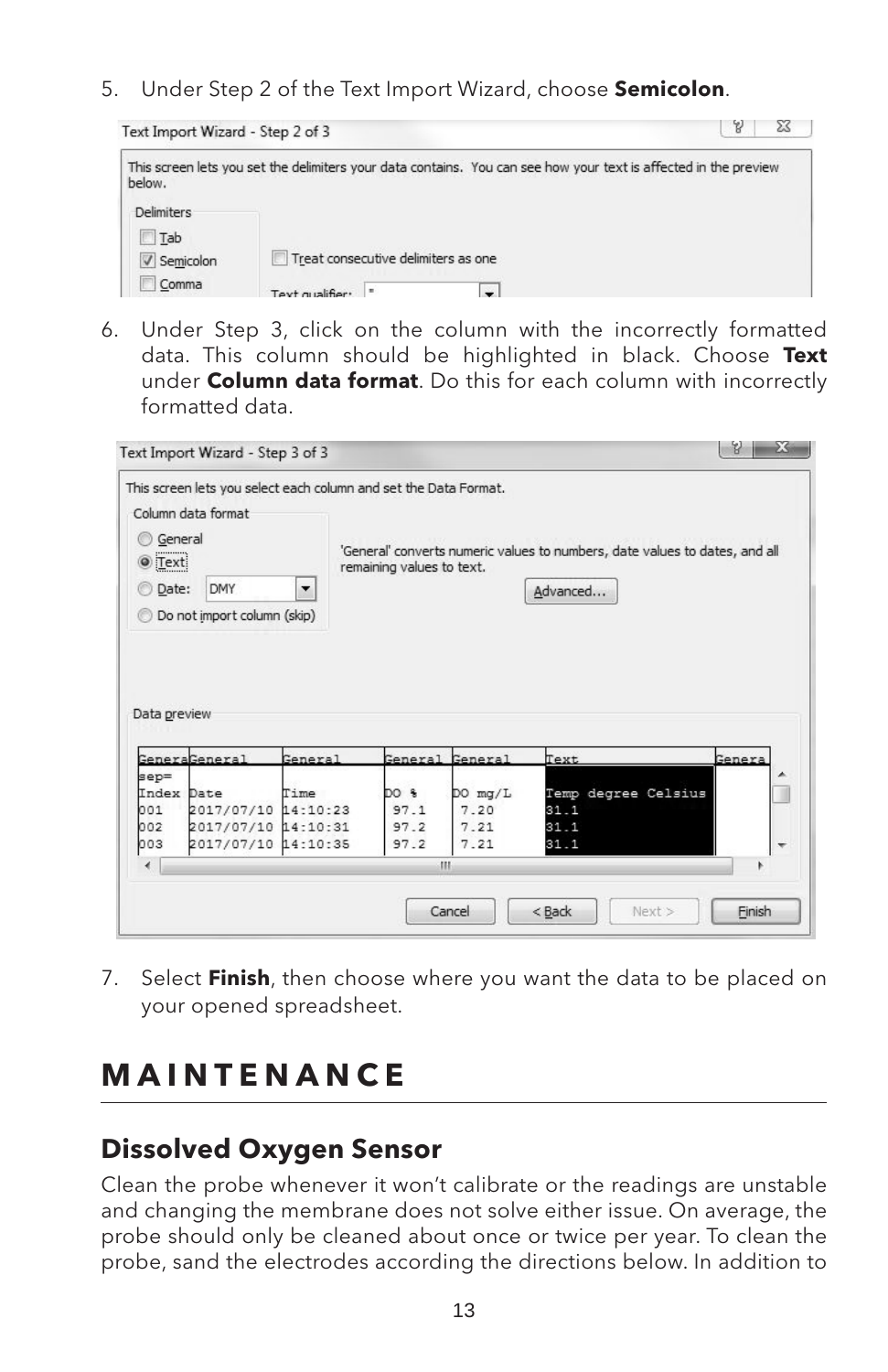5. Under Step 2 of the Text Import Wizard, choose **Semicolon**.

6. Under Step 3, click on the column with the incorrectly formatted data. This column should be highlighted in black. Choose **Text** under **Column data format**. Do this for each column with incorrectly formatted data.

7. Select **Finish**, then choose where you want the data to be placed on your opened spreadsheet.

# MAINTENANCE

## Dissolved Oxygen Sensor

Clean the probe whenever it won't calibrate or the readings are unstable and changing the membrane does not solve either issue. On average, the probe should only be cleaned about once or twice per year. To clean the probe, sand the electrodes according the directions below. In addition to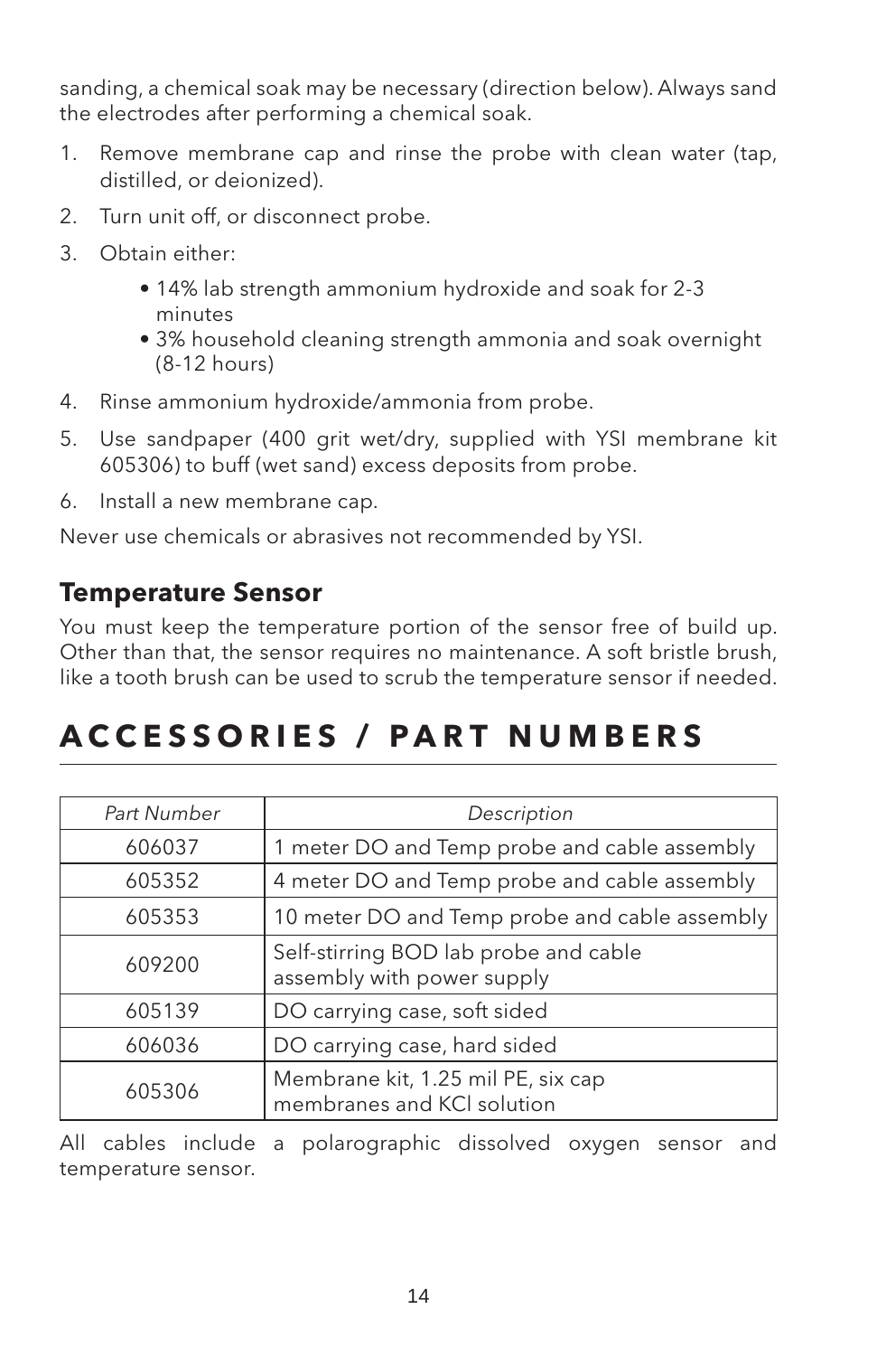sanding, a chemical soak may be necessary (direction below). Always sand the electrodes after performing a chemical soak.

1. Remove membrane cap and rinse the probe with clean water (tap, distilled, or deionized).
2. Turn unit off, or disconnect probe.
3. Obtain either:
   - 14% lab strength ammonium hydroxide and soak for 2-3 minutes
   - 3% household cleaning strength ammonia and soak overnight (8-12 hours)
4. Rinse ammonium hydroxide/ammonia from probe.
5. Use sandpaper (400 grit wet/dry, supplied with YSI membrane kit 605306) to buff (wet sand) excess deposits from probe.
6. Install a new membrane cap.

Never use chemicals or abrasives not recommended by YSI.

## Temperature Sensor

You must keep the temperature portion of the sensor free of build up. Other than that, the sensor requires no maintenance. A soft bristle brush, like a tooth brush can be used to scrub the temperature sensor if needed.

# ACCESSORIES / PART NUMBERS

| *Part Number* | *Description* |
|---|---|
| 606037 | 1 meter DO and Temp probe and cable assembly |
| 605352 | 4 meter DO and Temp probe and cable assembly |
| 605353 | 10 meter DO and Temp probe and cable assembly |
| 609200 | Self-stirring BOD lab probe and cable assembly with power supply |
| 605139 | DO carrying case, soft sided |
| 606036 | DO carrying case, hard sided |
| 605306 | Membrane kit, 1.25 mil PE, six cap membranes and KCl solution |

All cables include a polarographic dissolved oxygen sensor and temperature sensor.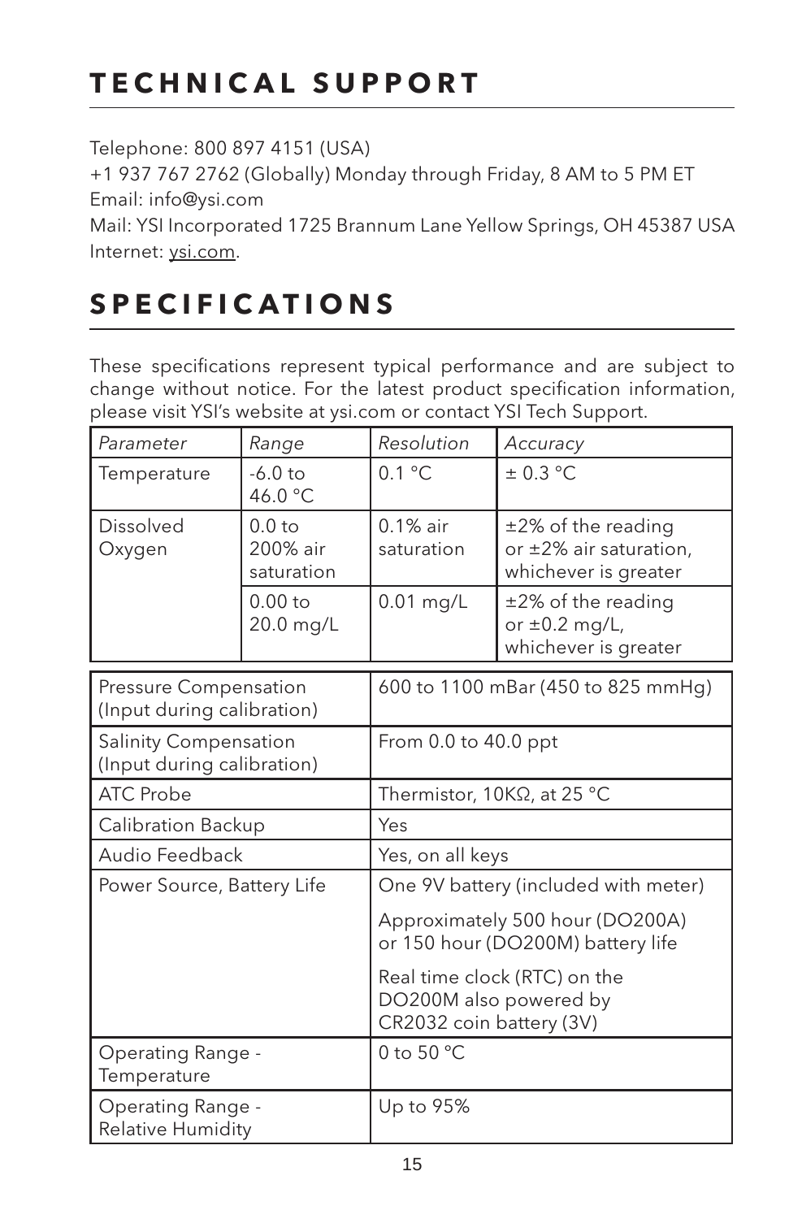# TECHNICAL SUPPORT

Telephone: 800 897 4151 (USA)
+1 937 767 2762 (Globally) Monday through Friday, 8 AM to 5 PM ET
Email: info@ysi.com
Mail: YSI Incorporated 1725 Brannum Lane Yellow Springs, OH 45387 USA
Internet: ysi.com.

# SPECIFICATIONS

These specifications represent typical performance and are subject to change without notice. For the latest product specification information, please visit YSI's website at ysi.com or contact YSI Tech Support.

| *Parameter* | *Range* | *Resolution* | *Accuracy* |
|---|---|---|---|
| Temperature | -6.0 to 46.0 °C | 0.1 °C | ± 0.3 °C |
| Dissolved Oxygen | 0.0 to 200% air saturation | 0.1% air saturation | ±2% of the reading or ±2% air saturation, whichever is greater |
| | 0.00 to 20.0 mg/L | 0.01 mg/L | ±2% of the reading or ±0.2 mg/L, whichever is greater |

| | |
|---|---|
| Pressure Compensation (Input during calibration) | 600 to 1100 mBar (450 to 825 mmHg) |
| Salinity Compensation (Input during calibration) | From 0.0 to 40.0 ppt |
| ATC Probe | Thermistor, 10KΩ, at 25 °C |
| Calibration Backup | Yes |
| Audio Feedback | Yes, on all keys |
| Power Source, Battery Life | One 9V battery (included with meter)<br>Approximately 500 hour (DO200A) or 150 hour (DO200M) battery life<br>Real time clock (RTC) on the DO200M also powered by CR2032 coin battery (3V) |
| Operating Range - Temperature | 0 to 50 °C |
| Operating Range - Relative Humidity | Up to 95% |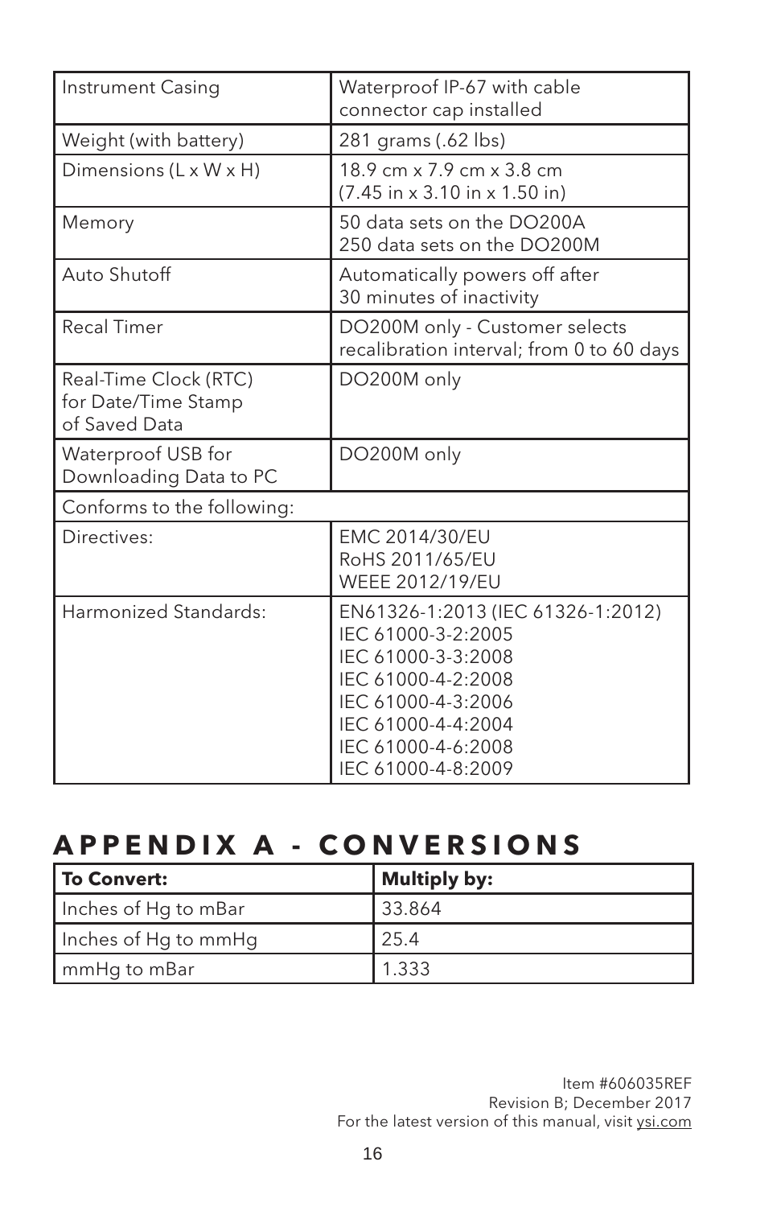| | |
|---|---|
| Instrument Casing | Waterproof IP-67 with cable connector cap installed |
| Weight (with battery) | 281 grams (.62 lbs) |
| Dimensions (L x W x H) | 18.9 cm x 7.9 cm x 3.8 cm<br>(7.45 in x 3.10 in x 1.50 in) |
| Memory | 50 data sets on the DO200A<br>250 data sets on the DO200M |
| Auto Shutoff | Automatically powers off after 30 minutes of inactivity |
| Recal Timer | DO200M only - Customer selects recalibration interval; from 0 to 60 days |
| Real-Time Clock (RTC) for Date/Time Stamp of Saved Data | DO200M only |
| Waterproof USB for Downloading Data to PC | DO200M only |
| Conforms to the following: | |
| Directives: | EMC 2014/30/EU<br>RoHS 2011/65/EU<br>WEEE 2012/19/EU |
| Harmonized Standards: | EN61326-1:2013 (IEC 61326-1:2012)<br>IEC 61000-3-2:2005<br>IEC 61000-3-3:2008<br>IEC 61000-4-2:2008<br>IEC 61000-4-3:2006<br>IEC 61000-4-4:2004<br>IEC 61000-4-6:2008<br>IEC 61000-4-8:2009 |

# APPENDIX A - CONVERSIONS

| **To Convert:** | **Multiply by:** |
|---|---|
| Inches of Hg to mBar | 33.864 |
| Inches of Hg to mmHg | 25.4 |
| mmHg to mBar | 1.333 |

Item #606035REF
Revision B; December 2017
For the latest version of this manual, visit ysi.com